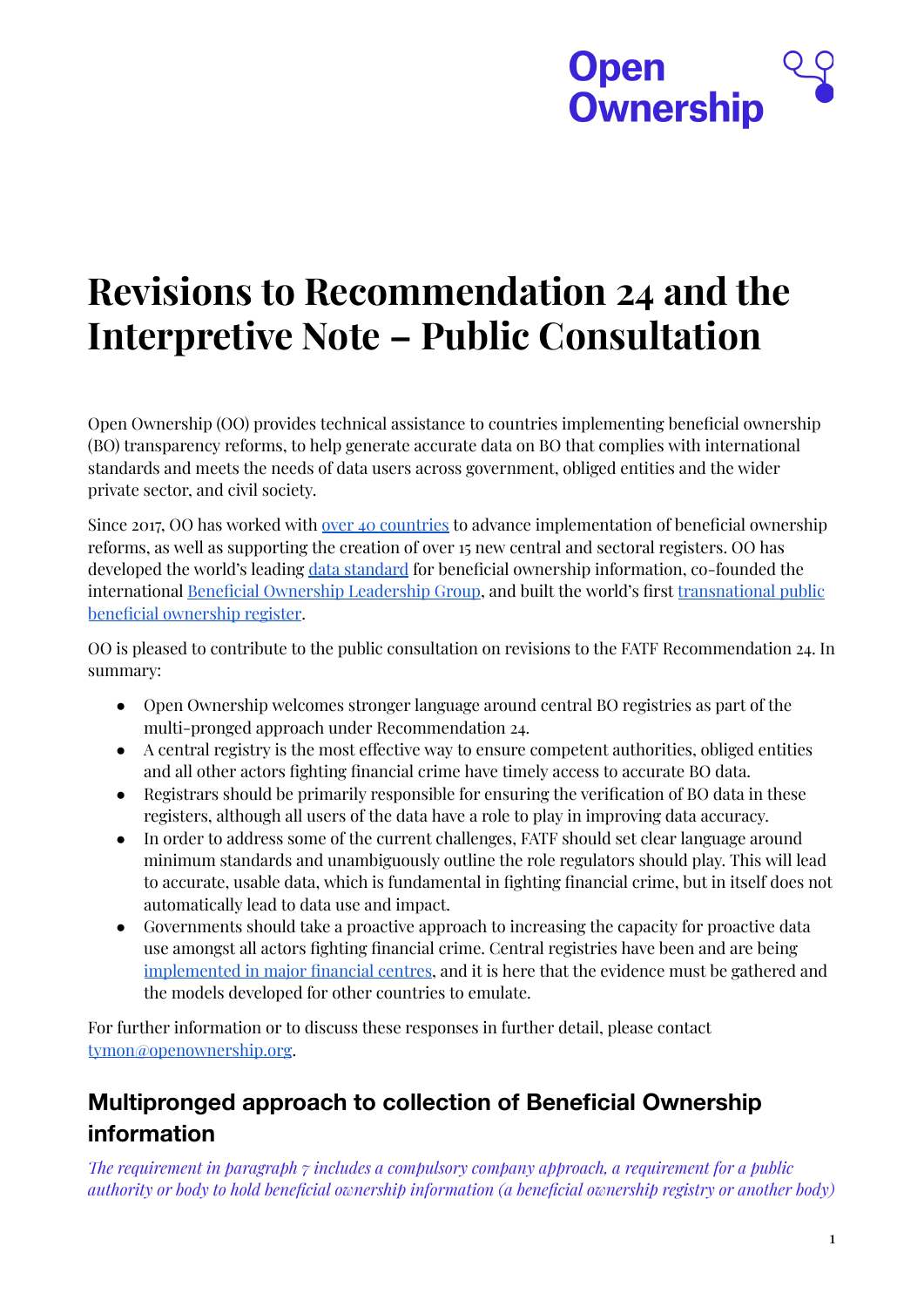Open Ownership

# Revisions to Recommendation 24 and the Interpretive Note – Public Consultation

Open Ownership (OO) provides technical assistance to countries implementing beneficial ownership (BO) transparency reforms, to help generate accurate data on BO that complies with international standards and meets the needs of data users across government, obliged entities and the wider private sector, and civil society.

Since 2017, OO has worked with over 40 countries to advance implementation of beneficial ownership reforms, as well as supporting the creation of over 15 new central and sectoral registers. OO has developed the world's leading data standard for beneficial ownership information, co-founded the international Beneficial Ownership Leadership Group, and built the world's first transnational public beneficial ownership register.

OO is pleased to contribute to the public consultation on revisions to the FATF Recommendation 24. In summary:

- Open Ownership welcomes stronger language around central BO registries as part of the multi-pronged approach under Recommendation 24.
- A central registry is the most effective way to ensure competent authorities, obliged entities and all other actors fighting financial crime have timely access to accurate BO data.
- Registrars should be primarily responsible for ensuring the verification of BO data in these registers, although all users of the data have a role to play in improving data accuracy.
- In order to address some of the current challenges, FATF should set clear language around minimum standards and unambiguously outline the role regulators should play. This will lead to accurate, usable data, which is fundamental in fighting financial crime, but in itself does not automatically lead to data use and impact.
- Governments should take a proactive approach to increasing the capacity for proactive data use amongst all actors fighting financial crime. Central registries have been and are being implemented in major financial centres, and it is here that the evidence must be gathered and the models developed for other countries to emulate.

For further information or to discuss these responses in further detail, please contact tymon@openownership.org.

## Multipronged approach to collection of Beneficial Ownership information

*The requirement in paragraph 7 includes a compulsory company approach, a requirement for a public authority or body to hold beneficial ownership information (a beneficial ownership registry or another body)*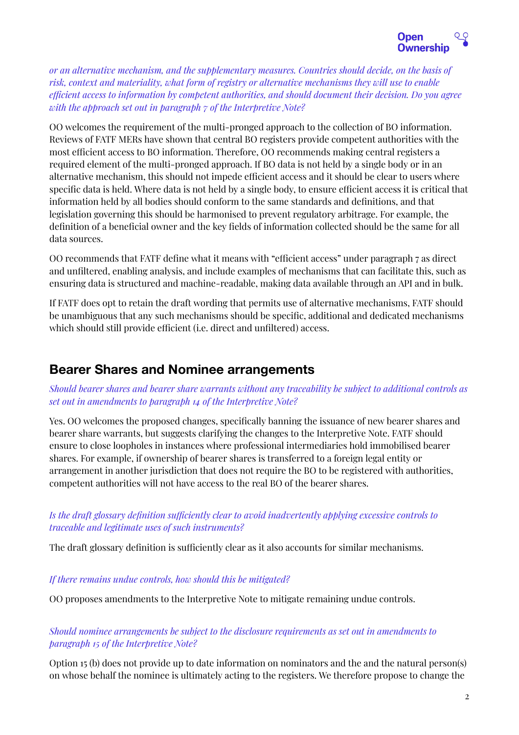*or an alternative mechanism, and the supplementary measures. Countries should decide, on the basis of risk, context and materiality, what form of registry or alternative mechanisms they will use to enable efficient access to information by competent authorities, and should document their decision. Do you agree with the approach set out in paragraph 7 of the Interpretive Note?*

OO welcomes the requirement of the multi-pronged approach to the collection of BO information. Reviews of FATF MERs have shown that central BO registers provide competent authorities with the most efficient access to BO information. Therefore, OO recommends making central registers a required element of the multi-pronged approach. If BO data is not held by a single body or in an alternative mechanism, this should not impede efficient access and it should be clear to users where specific data is held. Where data is not held by a single body, to ensure efficient access it is critical that information held by all bodies should conform to the same standards and definitions, and that legislation governing this should be harmonised to prevent regulatory arbitrage. For example, the definition of a beneficial owner and the key fields of information collected should be the same for all data sources.

OO recommends that FATF define what it means with "efficient access" under paragraph 7 as direct and unfiltered, enabling analysis, and include examples of mechanisms that can facilitate this, such as ensuring data is structured and machine-readable, making data available through an API and in bulk.

If FATF does opt to retain the draft wording that permits use of alternative mechanisms, FATF should be unambiguous that any such mechanisms should be specific, additional and dedicated mechanisms which should still provide efficient (i.e. direct and unfiltered) access.

## Bearer Shares and Nominee arrangements

*Should bearer shares and bearer share warrants without any traceability be subject to additional controls as set out in amendments to paragraph 14 of the Interpretive Note?*

Yes. OO welcomes the proposed changes, specifically banning the issuance of new bearer shares and bearer share warrants, but suggests clarifying the changes to the Interpretive Note. FATF should ensure to close loopholes in instances where professional intermediaries hold immobilised bearer shares. For example, if ownership of bearer shares is transferred to a foreign legal entity or arrangement in another jurisdiction that does not require the BO to be registered with authorities, competent authorities will not have access to the real BO of the bearer shares.

*Is the draft glossary definition sufficiently clear to avoid inadvertently applying excessive controls to traceable and legitimate uses of such instruments?*

The draft glossary definition is sufficiently clear as it also accounts for similar mechanisms.

*If there remains undue controls, how should this be mitigated?*

OO proposes amendments to the Interpretive Note to mitigate remaining undue controls.

*Should nominee arrangements be subject to the disclosure requirements as set out in amendments to paragraph 15 of the Interpretive Note?*

Option 15 (b) does not provide up to date information on nominators and the and the natural person(s) on whose behalf the nominee is ultimately acting to the registers. We therefore propose to change the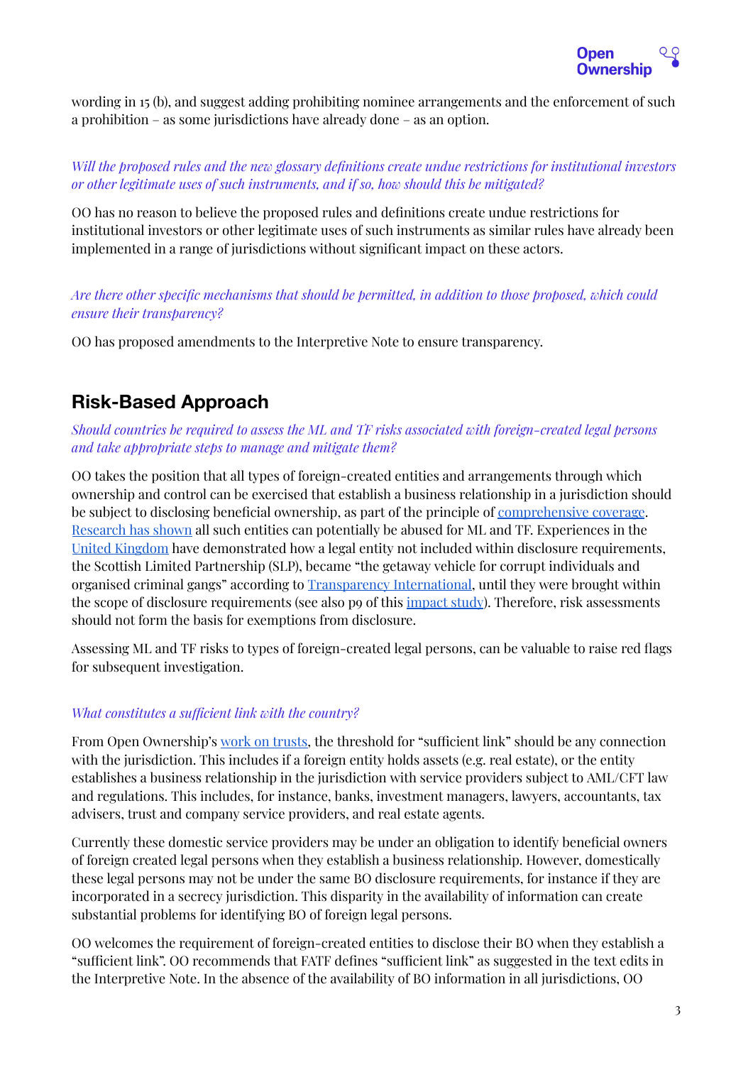wording in 15 (b), and suggest adding prohibiting nominee arrangements and the enforcement of such a prohibition – as some jurisdictions have already done – as an option.

*Will the proposed rules and the new glossary definitions create undue restrictions for institutional investors or other legitimate uses of such instruments, and if so, how should this be mitigated?*

OO has no reason to believe the proposed rules and definitions create undue restrictions for institutional investors or other legitimate uses of such instruments as similar rules have already been implemented in a range of jurisdictions without significant impact on these actors.

*Are there other specific mechanisms that should be permitted, in addition to those proposed, which could ensure their transparency?*

OO has proposed amendments to the Interpretive Note to ensure transparency.

## Risk-Based Approach

*Should countries be required to assess the ML and TF risks associated with foreign-created legal persons and take appropriate steps to manage and mitigate them?*

OO takes the position that all types of foreign-created entities and arrangements through which ownership and control can be exercised that establish a business relationship in a jurisdiction should be subject to disclosing beneficial ownership, as part of the principle of comprehensive coverage. Research has shown all such entities can potentially be abused for ML and TF. Experiences in the United Kingdom have demonstrated how a legal entity not included within disclosure requirements, the Scottish Limited Partnership (SLP), became "the getaway vehicle for corrupt individuals and organised criminal gangs" according to Transparency International, until they were brought within the scope of disclosure requirements (see also p9 of this impact study). Therefore, risk assessments should not form the basis for exemptions from disclosure.

Assessing ML and TF risks to types of foreign-created legal persons, can be valuable to raise red flags for subsequent investigation.

*What constitutes a sufficient link with the country?*

From Open Ownership's work on trusts, the threshold for "sufficient link" should be any connection with the jurisdiction. This includes if a foreign entity holds assets (e.g. real estate), or the entity establishes a business relationship in the jurisdiction with service providers subject to AML/CFT law and regulations. This includes, for instance, banks, investment managers, lawyers, accountants, tax advisers, trust and company service providers, and real estate agents.

Currently these domestic service providers may be under an obligation to identify beneficial owners of foreign created legal persons when they establish a business relationship. However, domestically these legal persons may not be under the same BO disclosure requirements, for instance if they are incorporated in a secrecy jurisdiction. This disparity in the availability of information can create substantial problems for identifying BO of foreign legal persons.

OO welcomes the requirement of foreign-created entities to disclose their BO when they establish a "sufficient link". OO recommends that FATF defines "sufficient link" as suggested in the text edits in the Interpretive Note. In the absence of the availability of BO information in all jurisdictions, OO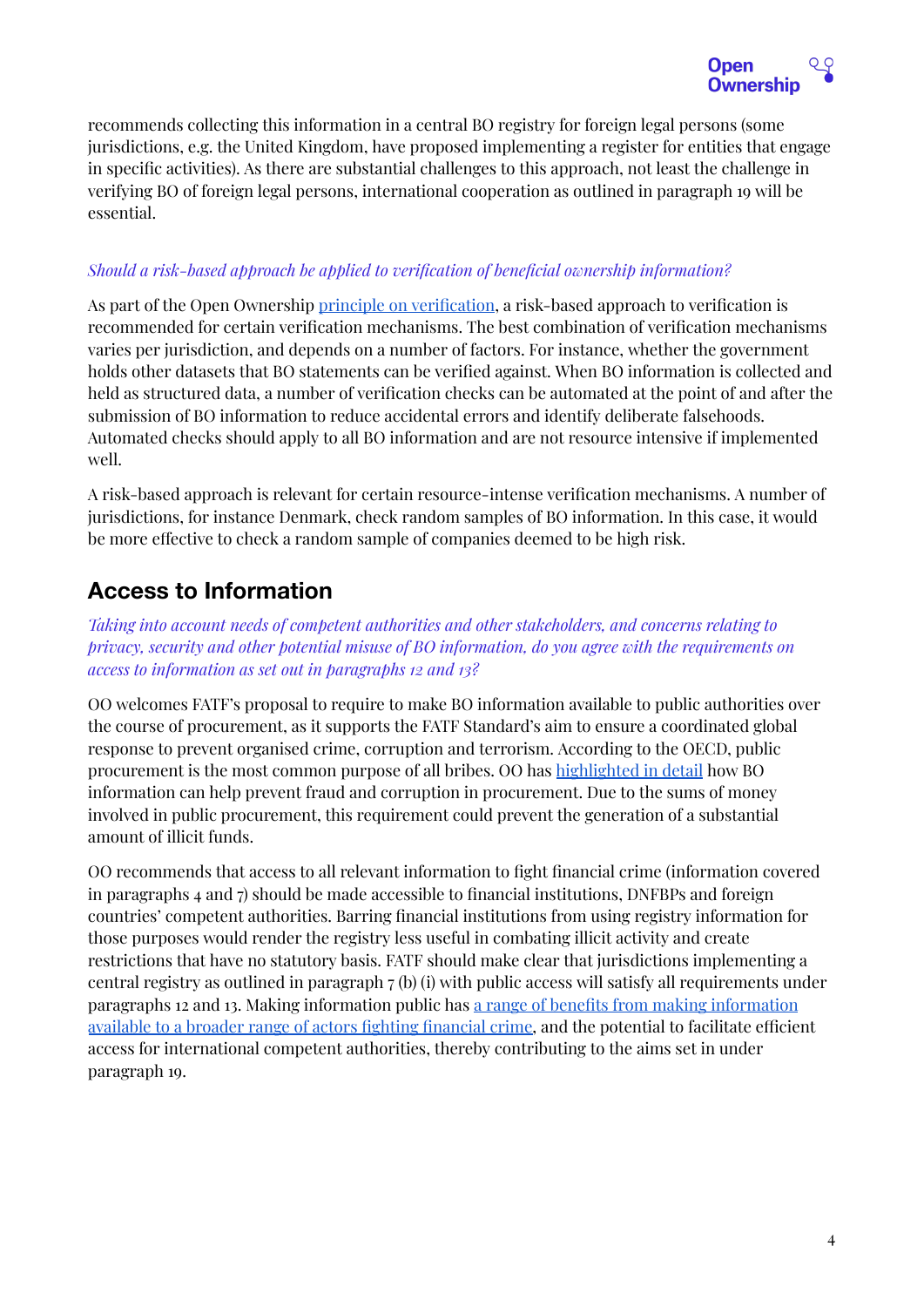recommends collecting this information in a central BO registry for foreign legal persons (some jurisdictions, e.g. the United Kingdom, have proposed implementing a register for entities that engage in specific activities). As there are substantial challenges to this approach, not least the challenge in verifying BO of foreign legal persons, international cooperation as outlined in paragraph 19 will be essential.

*Should a risk-based approach be applied to verification of beneficial ownership information?*

As part of the Open Ownership principle on verification, a risk-based approach to verification is recommended for certain verification mechanisms. The best combination of verification mechanisms varies per jurisdiction, and depends on a number of factors. For instance, whether the government holds other datasets that BO statements can be verified against. When BO information is collected and held as structured data, a number of verification checks can be automated at the point of and after the submission of BO information to reduce accidental errors and identify deliberate falsehoods. Automated checks should apply to all BO information and are not resource intensive if implemented well.

A risk-based approach is relevant for certain resource-intense verification mechanisms. A number of jurisdictions, for instance Denmark, check random samples of BO information. In this case, it would be more effective to check a random sample of companies deemed to be high risk.

## Access to Information

*Taking into account needs of competent authorities and other stakeholders, and concerns relating to privacy, security and other potential misuse of BO information, do you agree with the requirements on access to information as set out in paragraphs 12 and 13?*

OO welcomes FATF's proposal to require to make BO information available to public authorities over the course of procurement, as it supports the FATF Standard's aim to ensure a coordinated global response to prevent organised crime, corruption and terrorism. According to the OECD, public procurement is the most common purpose of all bribes. OO has highlighted in detail how BO information can help prevent fraud and corruption in procurement. Due to the sums of money involved in public procurement, this requirement could prevent the generation of a substantial amount of illicit funds.

OO recommends that access to all relevant information to fight financial crime (information covered in paragraphs 4 and 7) should be made accessible to financial institutions, DNFBPs and foreign countries' competent authorities. Barring financial institutions from using registry information for those purposes would render the registry less useful in combating illicit activity and create restrictions that have no statutory basis. FATF should make clear that jurisdictions implementing a central registry as outlined in paragraph 7 (b) (i) with public access will satisfy all requirements under paragraphs 12 and 13. Making information public has a range of benefits from making information available to a broader range of actors fighting financial crime, and the potential to facilitate efficient access for international competent authorities, thereby contributing to the aims set in under paragraph 19.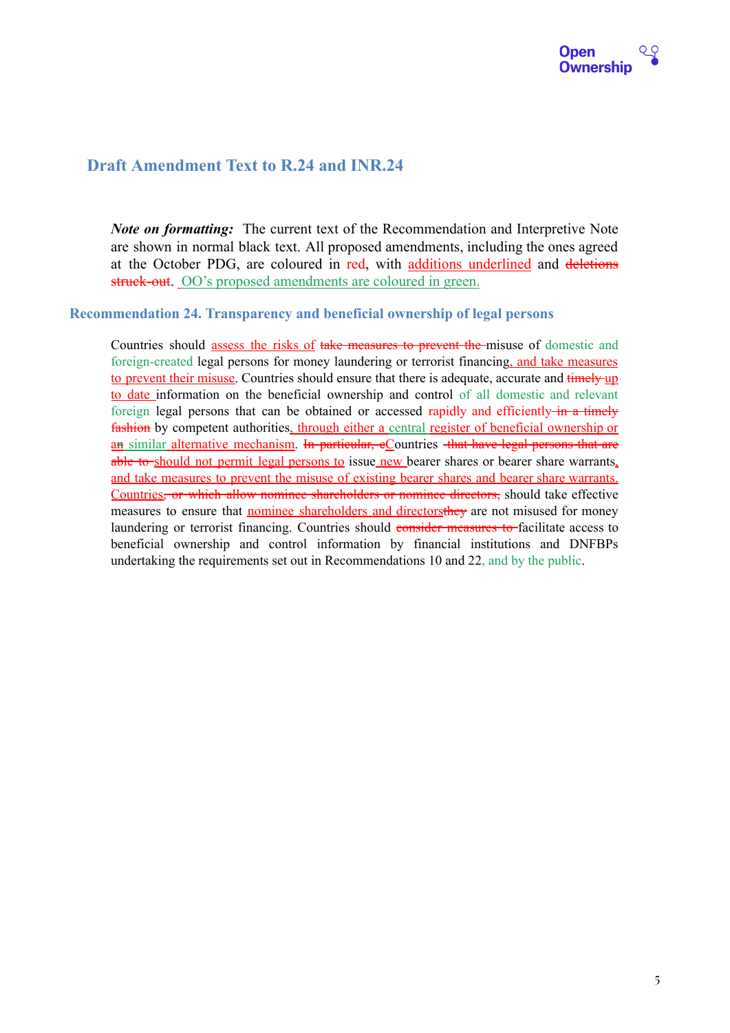## Draft Amendment Text to R.24 and INR.24

***Note on formatting:*** The current text of the Recommendation and Interpretive Note are shown in normal black text. All proposed amendments, including the ones agreed at the October PDG, are coloured in red, with <u>additions underlined</u> and ~~deletions struck-out~~. <u>OO's proposed amendments are coloured in green.</u>

### Recommendation 24. Transparency and beneficial ownership of legal persons

Countries should <u>assess the risks of</u> ~~take measures to prevent the~~ misuse of domestic and foreign-created legal persons for money laundering or terrorist financing<u>, and take measures to prevent their misuse</u>. Countries should ensure that there is adequate, accurate and ~~timely~~ <u>up to date</u> information on the beneficial ownership and control of all domestic and relevant foreign legal persons that can be obtained or accessed rapidly and efficiently ~~in a timely fashion~~ by competent authorities<u>, through either a central register of beneficial ownership or a</u>~~n~~ <u>similar alternative mechanism</u>. ~~In particular, c~~Countries ~~that have legal persons that are able to~~ <u>should not permit legal persons to</u> issue <u>new</u> bearer shares or bearer share warrants<u>, and take measures to prevent the misuse of existing bearer shares and bearer share warrants. Countries</u>~~, or which allow nominee shareholders or nominee directors,~~ should take effective measures to ensure that <u>nominee shareholders and directors</u>~~they~~ are not misused for money laundering or terrorist financing. Countries should ~~consider measures to~~ facilitate access to beneficial ownership and control information by financial institutions and DNFBPs undertaking the requirements set out in Recommendations 10 and 22, and by the public.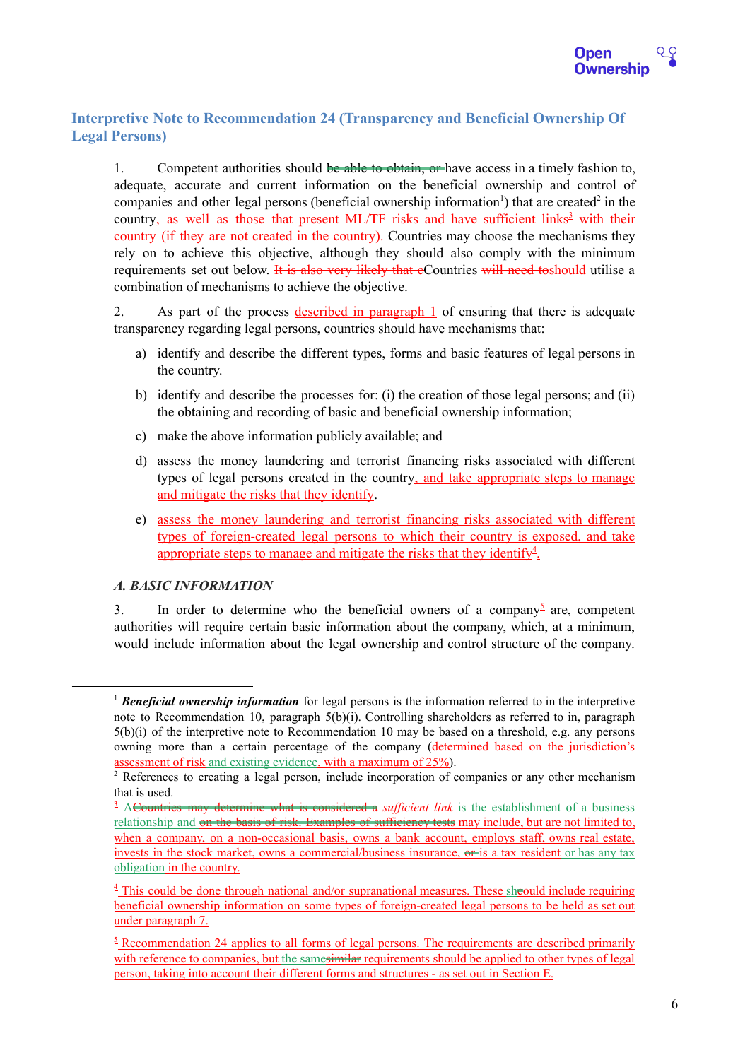## Interpretive Note to Recommendation 24 (Transparency and Beneficial Ownership Of Legal Persons)

1. Competent authorities should ~~be able to obtain, or~~ have access in a timely fashion to, adequate, accurate and current information on the beneficial ownership and control of companies and other legal persons (beneficial ownership information[1]) that are created[2] in the country, as well as those that present ML/TF risks and have sufficient links[3] with their country (if they are not created in the country). Countries may choose the mechanisms they rely on to achieve this objective, although they should also comply with the minimum requirements set out below. ~~It is also very likely that c~~Countries ~~will need to~~should utilise a combination of mechanisms to achieve the objective.

2. As part of the process described in paragraph 1 of ensuring that there is adequate transparency regarding legal persons, countries should have mechanisms that:

a) identify and describe the different types, forms and basic features of legal persons in the country.

b) identify and describe the processes for: (i) the creation of those legal persons; and (ii) the obtaining and recording of basic and beneficial ownership information;

c) make the above information publicly available; and

~~d)~~ assess the money laundering and terrorist financing risks associated with different types of legal persons created in the country, and take appropriate steps to manage and mitigate the risks that they identify.

e) assess the money laundering and terrorist financing risks associated with different types of foreign-created legal persons to which their country is exposed, and take appropriate steps to manage and mitigate the risks that they identify[4].

### *A. BASIC INFORMATION*

3. In order to determine who the beneficial owners of a company[5] are, competent authorities will require certain basic information about the company, which, at a minimum, would include information about the legal ownership and control structure of the company.

---

[1] ***Beneficial ownership information*** for legal persons is the information referred to in the interpretive note to Recommendation 10, paragraph 5(b)(i). Controlling shareholders as referred to in, paragraph 5(b)(i) of the interpretive note to Recommendation 10 may be based on a threshold, e.g. any persons owning more than a certain percentage of the company (determined based on the jurisdiction's assessment of risk and existing evidence, with a maximum of 25%).

[2] References to creating a legal person, include incorporation of companies or any other mechanism that is used.

[3] A~~Countries may determine what is considered a~~ *sufficient link* is the establishment of a business relationship and ~~on the basis of risk. Examples of sufficiency tests~~ may include, but are not limited to, when a company, on a non-occasional basis, owns a bank account, employs staff, owns real estate, invests in the stock market, owns a commercial/business insurance, ~~or~~ is a tax resident or has any tax obligation in the country.

[4] This could be done through national and/or supranational measures. These ~~sh~~could include requiring beneficial ownership information on some types of foreign-created legal persons to be held as set out under paragraph 7.

[5] Recommendation 24 applies to all forms of legal persons. The requirements are described primarily with reference to companies, but the same~~similar~~ requirements should be applied to other types of legal person, taking into account their different forms and structures - as set out in Section E.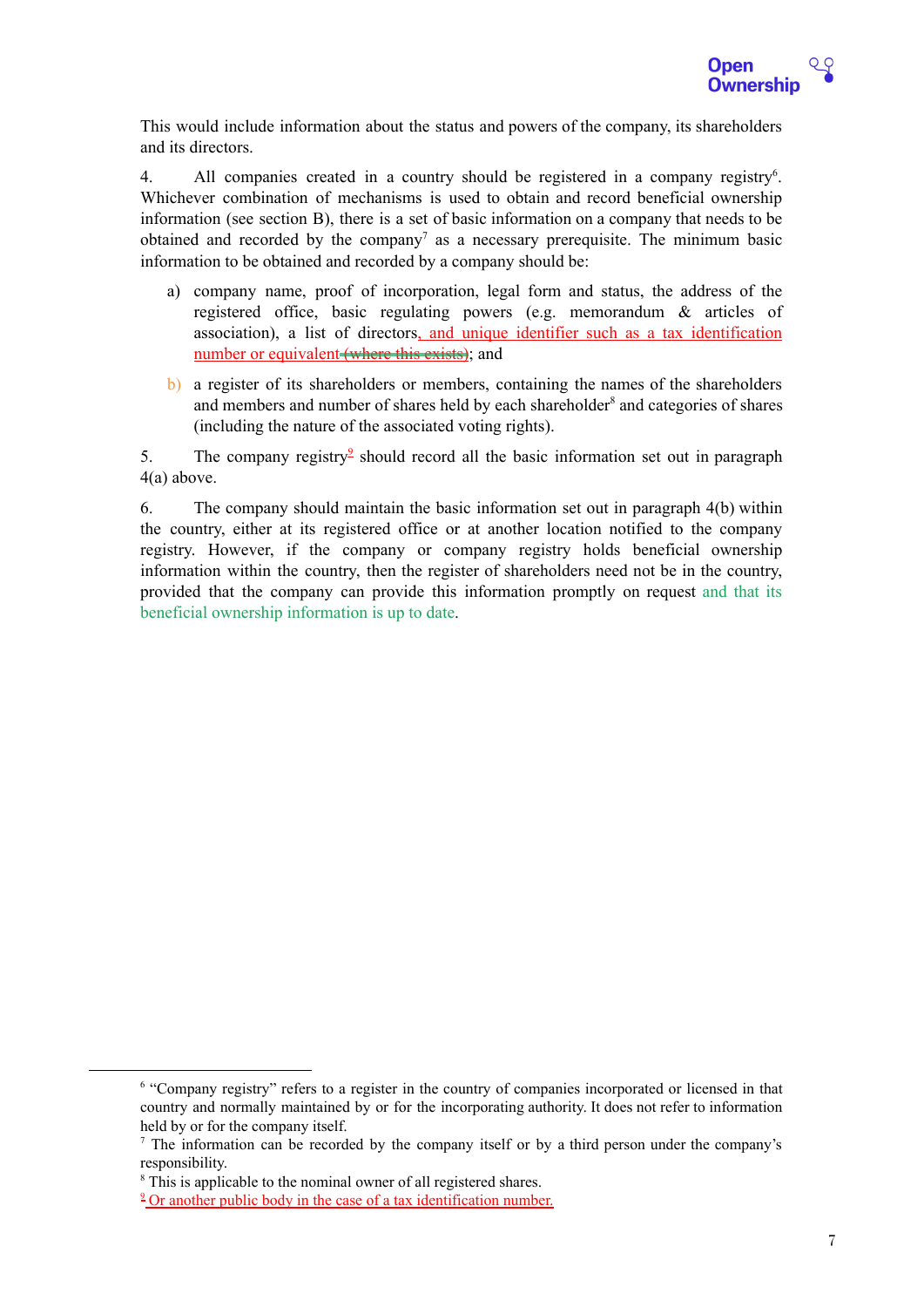This would include information about the status and powers of the company, its shareholders and its directors.

4. All companies created in a country should be registered in a company registry[6]. Whichever combination of mechanisms is used to obtain and record beneficial ownership information (see section B), there is a set of basic information on a company that needs to be obtained and recorded by the company[7] as a necessary prerequisite. The minimum basic information to be obtained and recorded by a company should be:

   a) company name, proof of incorporation, legal form and status, the address of the registered office, basic regulating powers (e.g. memorandum & articles of association), a list of directors, and unique identifier such as a tax identification number or equivalent ~~(where this exists)~~; and

   b) a register of its shareholders or members, containing the names of the shareholders and members and number of shares held by each shareholder[8] and categories of shares (including the nature of the associated voting rights).

5. The company registry[9] should record all the basic information set out in paragraph 4(a) above.

6. The company should maintain the basic information set out in paragraph 4(b) within the country, either at its registered office or at another location notified to the company registry. However, if the company or company registry holds beneficial ownership information within the country, then the register of shareholders need not be in the country, provided that the company can provide this information promptly on request and that its beneficial ownership information is up to date.

---

[6] "Company registry" refers to a register in the country of companies incorporated or licensed in that country and normally maintained by or for the incorporating authority. It does not refer to information held by or for the company itself.

[7] The information can be recorded by the company itself or by a third person under the company's responsibility.

[8] This is applicable to the nominal owner of all registered shares.

[9] Or another public body in the case of a tax identification number.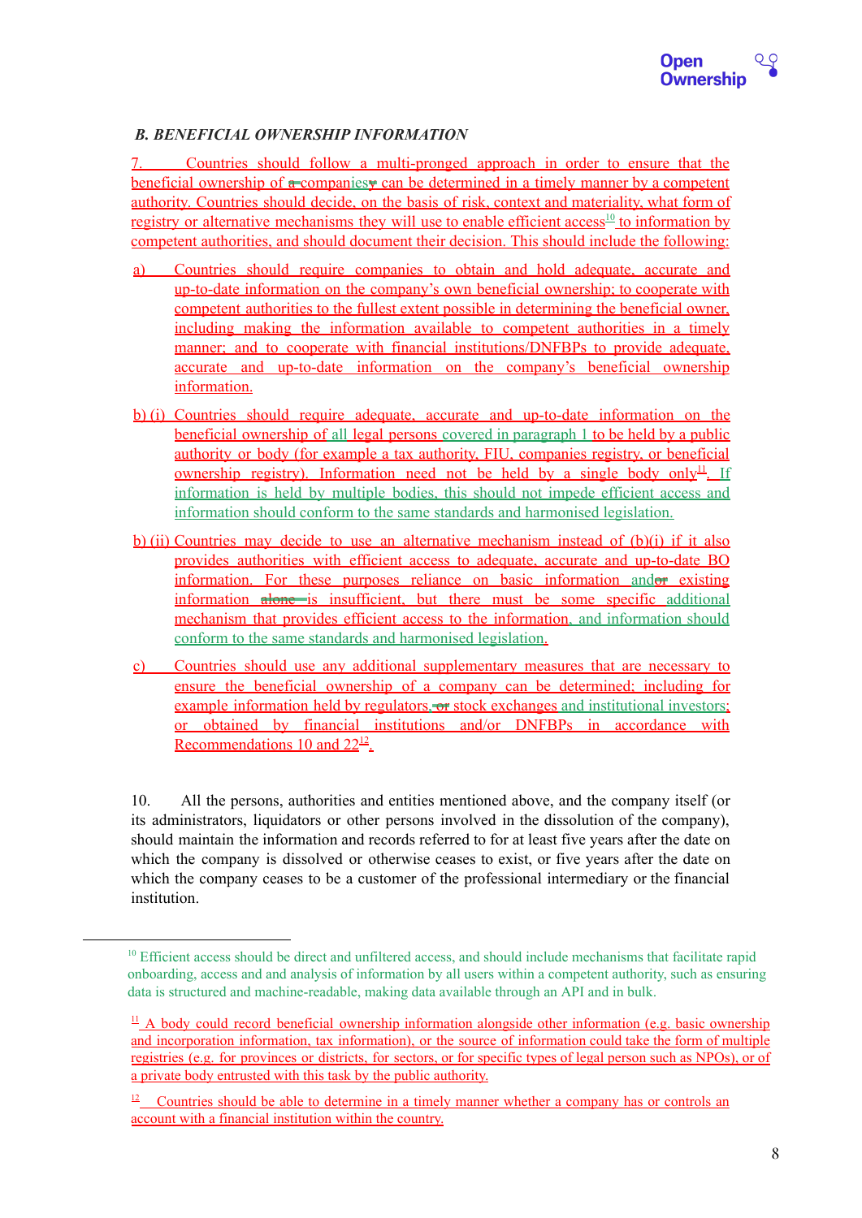*B. BENEFICIAL OWNERSHIP INFORMATION*

7. Countries should follow a multi-pronged approach in order to ensure that the beneficial ownership of ~~a~~ compan~~y~~ies can be determined in a timely manner by a competent authority. Countries should decide, on the basis of risk, context and materiality, what form of registry or alternative mechanisms they will use to enable efficient access[10] to information by competent authorities, and should document their decision. This should include the following:

a) Countries should require companies to obtain and hold adequate, accurate and up-to-date information on the company's own beneficial ownership; to cooperate with competent authorities to the fullest extent possible in determining the beneficial owner, including making the information available to competent authorities in a timely manner; and to cooperate with financial institutions/DNFBPs to provide adequate, accurate and up-to-date information on the company's beneficial ownership information.

b) (i) Countries should require adequate, accurate and up-to-date information on the beneficial ownership of all legal persons covered in paragraph 1 to be held by a public authority or body (for example a tax authority, FIU, companies registry, or beneficial ownership registry). Information need not be held by a single body only[11]. If information is held by multiple bodies, this should not impede efficient access and information should conform to the same standards and harmonised legislation.

b) (ii) Countries may decide to use an alternative mechanism instead of (b)(i) if it also provides authorities with efficient access to adequate, accurate and up-to-date BO information. For these purposes reliance on basic information and~~or~~ existing information ~~alone~~ is insufficient, but there must be some specific additional mechanism that provides efficient access to the information, and information should conform to the same standards and harmonised legislation.

c) Countries should use any additional supplementary measures that are necessary to ensure the beneficial ownership of a company can be determined; including for example information held by regulators, ~~or~~ stock exchanges and institutional investors; or obtained by financial institutions and/or DNFBPs in accordance with Recommendations 10 and 22[12].

10. All the persons, authorities and entities mentioned above, and the company itself (or its administrators, liquidators or other persons involved in the dissolution of the company), should maintain the information and records referred to for at least five years after the date on which the company is dissolved or otherwise ceases to exist, or five years after the date on which the company ceases to be a customer of the professional intermediary or the financial institution.

---

[10] Efficient access should be direct and unfiltered access, and should include mechanisms that facilitate rapid onboarding, access and and analysis of information by all users within a competent authority, such as ensuring data is structured and machine-readable, making data available through an API and in bulk.

[11] A body could record beneficial ownership information alongside other information (e.g. basic ownership and incorporation information, tax information), or the source of information could take the form of multiple registries (e.g. for provinces or districts, for sectors, or for specific types of legal person such as NPOs), or of a private body entrusted with this task by the public authority.

[12] Countries should be able to determine in a timely manner whether a company has or controls an account with a financial institution within the country.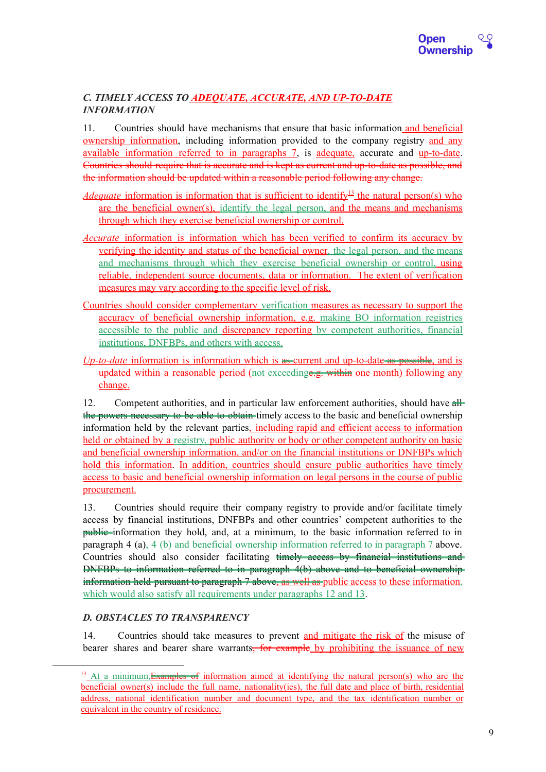### *C. TIMELY ACCESS TO ADEQUATE, ACCURATE, AND UP-TO-DATE INFORMATION*

11. Countries should have mechanisms that ensure that basic information and beneficial ownership information, including information provided to the company registry and any available information referred to in paragraphs 7, is adequate, accurate and up-to-date. ~~Countries should require that is accurate and is kept as current and up-to-date as possible, and the information should be updated within a reasonable period following any change.~~

*Adequate* information is information that is sufficient to identify[13] the natural person(s) who are the beneficial owner(s), identify the legal person, and the means and mechanisms through which they exercise beneficial ownership or control.

*Accurate* information is information which has been verified to confirm its accuracy by verifying the identity and status of the beneficial owner, the legal person, and the means and mechanisms through which they exercise beneficial ownership or control, using reliable, independent source documents, data or information. The extent of verification measures may vary according to the specific level of risk.

Countries should consider complementary verification measures as necessary to support the accuracy of beneficial ownership information, e.g. making BO information registries accessible to the public and discrepancy reporting by competent authorities, financial institutions, DNFBPs, and others with access.

*Up-to-date* information is information which is ~~as~~ current and up-to-date ~~as possible~~, and is updated within a reasonable period (not exceeding ~~e.g. within~~ one month) following any change.

12. Competent authorities, and in particular law enforcement authorities, should have ~~all the powers necessary to be able to obtain~~ timely access to the basic and beneficial ownership information held by the relevant parties, including rapid and efficient access to information held or obtained by a registry, public authority or body or other competent authority on basic and beneficial ownership information, and/or on the financial institutions or DNFBPs which hold this information. In addition, countries should ensure public authorities have timely access to basic and beneficial ownership information on legal persons in the course of public procurement.

13. Countries should require their company registry to provide and/or facilitate timely access by financial institutions, DNFBPs and other countries' competent authorities to the ~~public~~ information they hold, and, at a minimum, to the basic information referred to in paragraph 4 (a), 4 (b) and beneficial ownership information referred to in paragraph 7 above. Countries should also consider facilitating ~~timely access by financial institutions and DNFBPs to information referred to in paragraph 4(b) above and to beneficial ownership information held pursuant to paragraph 7 above~~, ~~as well as~~ public access to these information, which would also satisfy all requirements under paragraphs 12 and 13.

### *D. OBSTACLES TO TRANSPARENCY*

14. Countries should take measures to prevent and mitigate the risk of the misuse of bearer shares and bearer share warrants~~, for example~~ by prohibiting the issuance of new

---

[13] At a minimum, ~~Examples of~~ information aimed at identifying the natural person(s) who are the beneficial owner(s) include the full name, nationality(ies), the full date and place of birth, residential address, national identification number and document type, and the tax identification number or equivalent in the country of residence.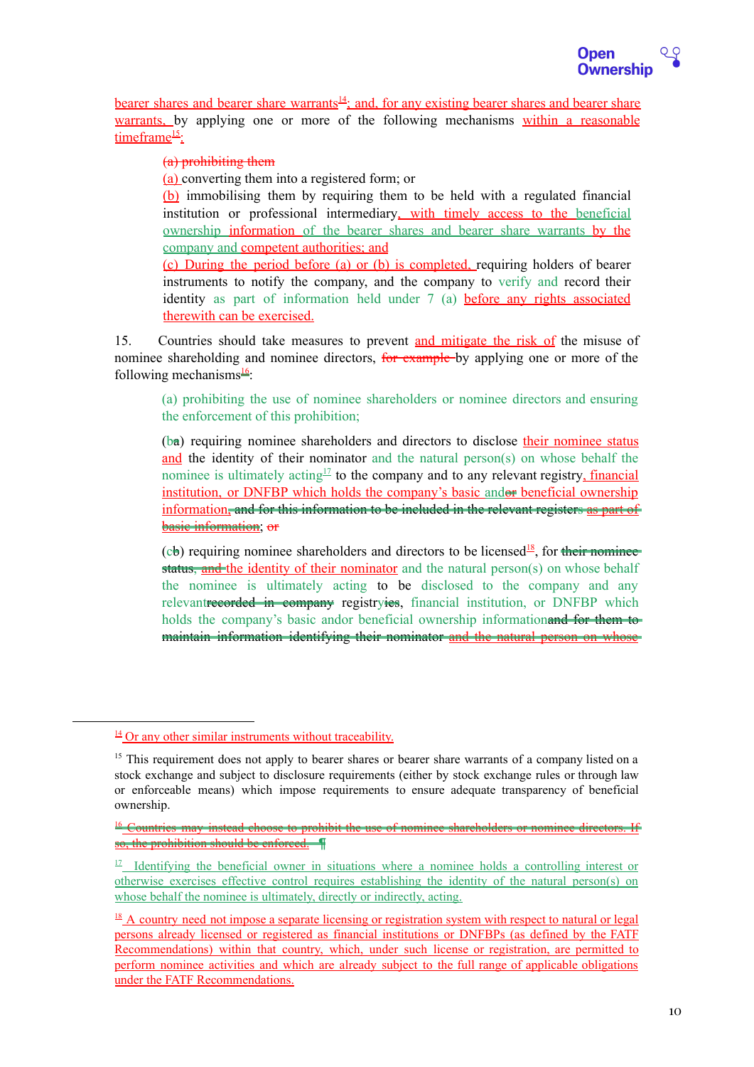bearer shares and bearer share warrants[14]; and, for any existing bearer shares and bearer share warrants, by applying one or more of the following mechanisms within a reasonable timeframe[15]:

(a) prohibiting them
(a) converting them into a registered form; or
(b) immobilising them by requiring them to be held with a regulated financial institution or professional intermediary, with timely access to the beneficial ownership information of the bearer shares and bearer share warrants by the company and competent authorities; and
(c) During the period before (a) or (b) is completed, requiring holders of bearer instruments to notify the company, and the company to verify and record their identity as part of information held under 7 (a) before any rights associated therewith can be exercised.

15. Countries should take measures to prevent and mitigate the risk of the misuse of nominee shareholding and nominee directors, for example by applying one or more of the following mechanisms[16]:

(a) prohibiting the use of nominee shareholders or nominee directors and ensuring the enforcement of this prohibition;

(ba) requiring nominee shareholders and directors to disclose their nominee status and the identity of their nominator and the natural person(s) on whose behalf the nominee is ultimately acting[17] to the company and to any relevant registry, financial institution, or DNFBP which holds the company's basic andor beneficial ownership information, and for this information to be included in the relevant registers as part of basic information; or

(cb) requiring nominee shareholders and directors to be licensed[18], for their nominee status, and the identity of their nominator and the natural person(s) on whose behalf the nominee is ultimately acting to be disclosed to the company and any relevantrecorded in company registryies, financial institution, or DNFBP which holds the company's basic andor beneficial ownership informationand for them to maintain information identifying their nominator and the natural person on whose

---

[14] Or any other similar instruments without traceability.

[15] This requirement does not apply to bearer shares or bearer share warrants of a company listed on a stock exchange and subject to disclosure requirements (either by stock exchange rules or through law or enforceable means) which impose requirements to ensure adequate transparency of beneficial ownership.

[16] Countries may instead choose to prohibit the use of nominee shareholders or nominee directors. If so, the prohibition should be enforced. ¶

[17] Identifying the beneficial owner in situations where a nominee holds a controlling interest or otherwise exercises effective control requires establishing the identity of the natural person(s) on whose behalf the nominee is ultimately, directly or indirectly, acting.

[18] A country need not impose a separate licensing or registration system with respect to natural or legal persons already licensed or registered as financial institutions or DNFBPs (as defined by the FATF Recommendations) within that country, which, under such license or registration, are permitted to perform nominee activities and which are already subject to the full range of applicable obligations under the FATF Recommendations.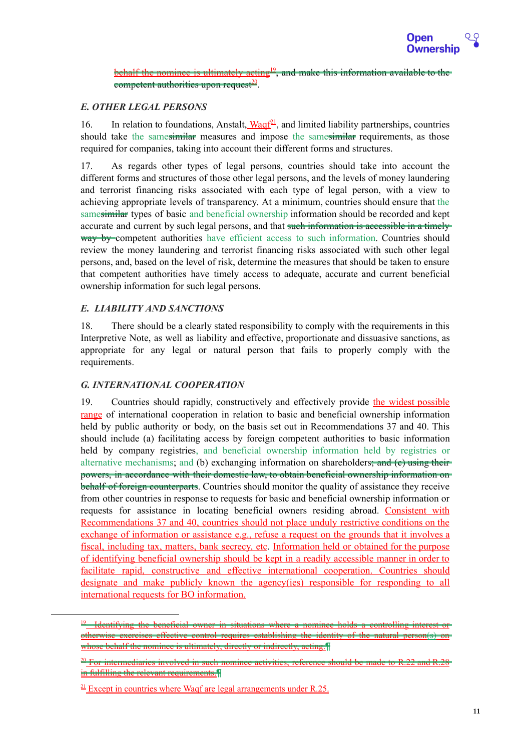~~behalf the nominee is ultimately acting~~[19]~~, and make this information available to the competent authorities upon request~~[20].

### E. OTHER LEGAL PERSONS

16. In relation to foundations, Anstalt, Waqf[21], and limited liability partnerships, countries should take the same~~similar~~ measures and impose the same~~similar~~ requirements, as those required for companies, taking into account their different forms and structures.

17. As regards other types of legal persons, countries should take into account the different forms and structures of those other legal persons, and the levels of money laundering and terrorist financing risks associated with each type of legal person, with a view to achieving appropriate levels of transparency. At a minimum, countries should ensure that the same~~similar~~ types of basic and beneficial ownership information should be recorded and kept accurate and current by such legal persons, and that ~~such information is accessible in a timely way by~~ competent authorities have efficient access to such information. Countries should review the money laundering and terrorist financing risks associated with such other legal persons, and, based on the level of risk, determine the measures that should be taken to ensure that competent authorities have timely access to adequate, accurate and current beneficial ownership information for such legal persons.

### E. LIABILITY AND SANCTIONS

18. There should be a clearly stated responsibility to comply with the requirements in this Interpretive Note, as well as liability and effective, proportionate and dissuasive sanctions, as appropriate for any legal or natural person that fails to properly comply with the requirements.

### G. INTERNATIONAL COOPERATION

19. Countries should rapidly, constructively and effectively provide the widest possible range of international cooperation in relation to basic and beneficial ownership information held by public authority or body, on the basis set out in Recommendations 37 and 40. This should include (a) facilitating access by foreign competent authorities to basic information held by company registries, and beneficial ownership information held by registries or alternative mechanisms; and (b) exchanging information on shareholders~~; and (c) using their powers, in accordance with their domestic law, to obtain beneficial ownership information on behalf of foreign counterparts~~. Countries should monitor the quality of assistance they receive from other countries in response to requests for basic and beneficial ownership information or requests for assistance in locating beneficial owners residing abroad. Consistent with Recommendations 37 and 40, countries should not place unduly restrictive conditions on the exchange of information or assistance e.g., refuse a request on the grounds that it involves a fiscal, including tax, matters, bank secrecy, etc. Information held or obtained for the purpose of identifying beneficial ownership should be kept in a readily accessible manner in order to facilitate rapid, constructive and effective international cooperation. Countries should designate and make publicly known the agency(ies) responsible for responding to all international requests for BO information.

---

~~[19] Identifying the beneficial owner in situations where a nominee holds a controlling interest or otherwise exercises effective control requires establishing the identity of the natural person(s) on whose behalf the nominee is ultimately, directly or indirectly, acting.~~

~~[20] For intermediaries involved in such nominee activities, reference should be made to R.22 and R.28 in fulfilling the relevant requirements.~~

[21] Except in countries where Waqf are legal arrangements under R.25.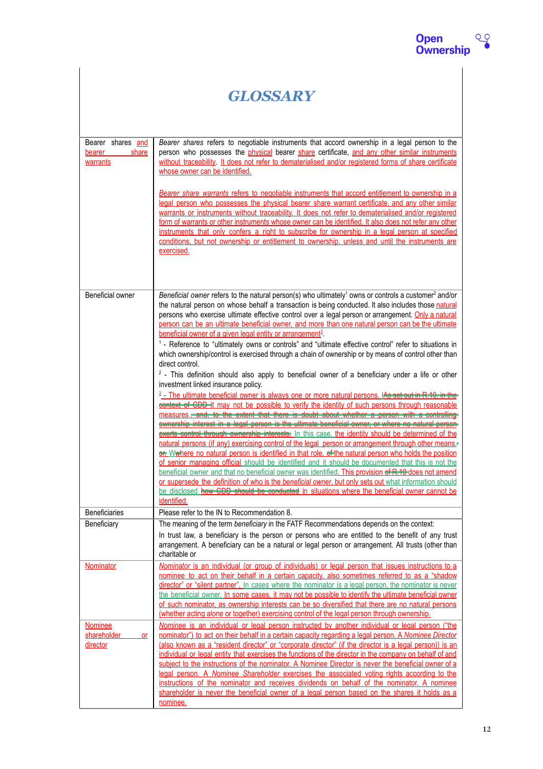# GLOSSARY

| | |
|---|---|
| Bearer shares and bearer share warrants | *Bearer shares* refers to negotiable instruments that accord ownership in a legal person to the person who possesses the physical bearer share certificate, and any other similar instruments without traceability. It does not refer to dematerialised and/or registered forms of share certificate whose owner can be identified.<br><br>*Bearer share warrants* refers to negotiable instruments that accord entitlement to ownership in a legal person who possesses the physical bearer share warrant certificate, and any other similar warrants or instruments without traceability. It does not refer to dematerialised and/or registered form of warrants or other instruments whose owner can be identified. It also does not refer any other instruments that only confers a right to subscribe for ownership in a legal person at specified conditions, but not ownership or entitlement to ownership, unless and until the instruments are exercised. |
| Beneficial owner | *Beneficial owner* refers to the natural person(s) who ultimately[1] owns or controls a customer[2] and/or the natural person on whose behalf a transaction is being conducted. It also includes those natural persons who exercise ultimate effective control over a legal person or arrangement. Only a natural person can be an ultimate beneficial owner, and more than one natural person can be the ultimate beneficial owner of a given legal entity or arrangement[3].<br>[1] - Reference to "ultimately owns or controls" and "ultimate effective control" refer to situations in which ownership/control is exercised through a chain of ownership or by means of control other than direct control.<br>[2] - This definition should also apply to beneficial owner of a beneficiary under a life or other investment linked insurance policy.<br>[3] - The ultimate beneficial owner is always one or more natural persons. ~~As set out in R.10, in the context of CDD~~ It may not be possible to verify the identity of such persons through reasonable measures. ~~and, to the extent that there is doubt about whether a person with a controlling ownership interest in a legal person is the ultimate beneficial owner, or where no natural person exerts control through ownership interests.~~ In this case, the identity should be determined of the natural persons (if any) exercising control of the legal person or arrangement through other means. ~~or,~~ Where no natural person is identified in that role, ~~of~~ the natural person who holds the position of senior managing official should be identified and it should be documented that this is not the beneficial owner and that no beneficial owner was identified. This provision ~~of R.10~~ does not amend or supersede the definition of who is the *beneficial owner*, but only sets out what information should be disclosed ~~how CDD should be conducted~~ in situations where the beneficial owner cannot be identified. |
| Beneficiaries | Please refer to the IN to Recommendation 8. |
| Beneficiary | The meaning of the term *beneficiary* in the FATF Recommendations depends on the context:<br>In trust law, a beneficiary is the person or persons who are entitled to the benefit of any trust arrangement. A beneficiary can be a natural or legal person or arrangement. All trusts (other than charitable or |
| Nominator | *Nominator* is an individual (or group of individuals) or legal person that issues instructions to a nominee to act on their behalf in a certain capacity, also sometimes referred to as a "shadow director" or "silent partner". In cases where the nominator is a legal person, the nominator is never the beneficial owner. In some cases, it may not be possible to identify the ultimate beneficial owner of such nominator, as ownership interests can be so diversified that there are no natural persons (whether acting alone or together) exercising control of the legal person through ownership. |
| Nominee shareholder or director | *Nominee* is an individual or legal person instructed by another individual or legal person ("the nominator") to act on their behalf in a certain capacity regarding a legal person. A *Nominee Director* (also known as a "resident director" or "corporate director" (if the director is a legal person)) is an individual or legal entity that exercises the functions of the director in the company on behalf of and subject to the instructions of the nominator. A Nominee Director is never the beneficial owner of a legal person. A *Nominee Shareholder* exercises the associated voting rights according to the instructions of the nominator and receives dividends on behalf of the nominator. A nominee shareholder is never the beneficial owner of a legal person based on the shares it holds as a nominee. |